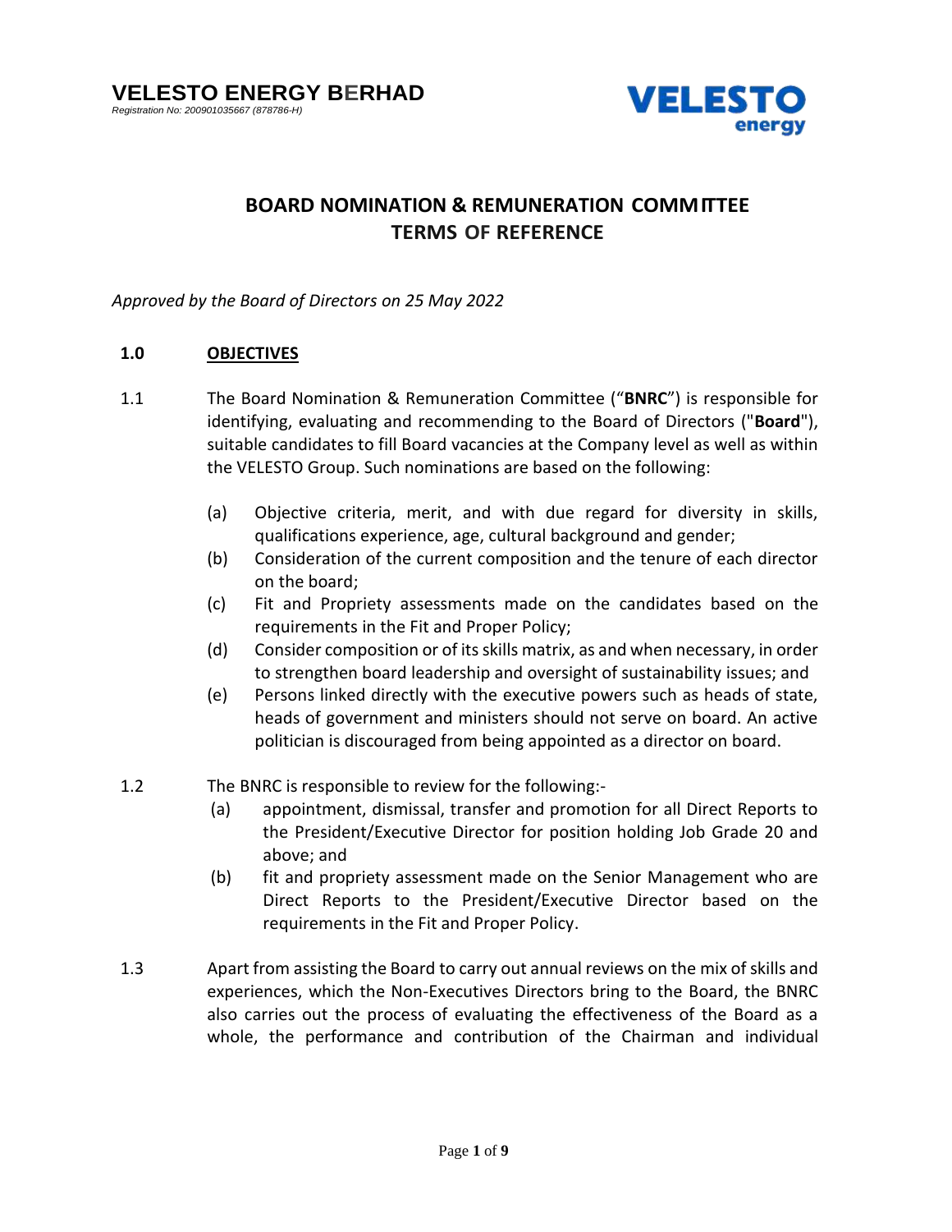**VELESTO ENERGY BERHAD**
*Registration No: 200901035667 (878786-H)*

# BOARD NOMINATION & REMUNERATION COMMITTEE TERMS OF REFERENCE

*Approved by the Board of Directors on 25 May 2022*

## 1.0 OBJECTIVES

1.1 The Board Nomination & Remuneration Committee ("**BNRC**") is responsible for identifying, evaluating and recommending to the Board of Directors ("**Board**"), suitable candidates to fill Board vacancies at the Company level as well as within the VELESTO Group. Such nominations are based on the following:

(a) Objective criteria, merit, and with due regard for diversity in skills, qualifications experience, age, cultural background and gender;

(b) Consideration of the current composition and the tenure of each director on the board;

(c) Fit and Propriety assessments made on the candidates based on the requirements in the Fit and Proper Policy;

(d) Consider composition or of its skills matrix, as and when necessary, in order to strengthen board leadership and oversight of sustainability issues; and

(e) Persons linked directly with the executive powers such as heads of state, heads of government and ministers should not serve on board. An active politician is discouraged from being appointed as a director on board.

1.2 The BNRC is responsible to review for the following:-

(a) appointment, dismissal, transfer and promotion for all Direct Reports to the President/Executive Director for position holding Job Grade 20 and above; and

(b) fit and propriety assessment made on the Senior Management who are Direct Reports to the President/Executive Director based on the requirements in the Fit and Proper Policy.

1.3 Apart from assisting the Board to carry out annual reviews on the mix of skills and experiences, which the Non-Executives Directors bring to the Board, the BNRC also carries out the process of evaluating the effectiveness of the Board as a whole, the performance and contribution of the Chairman and individual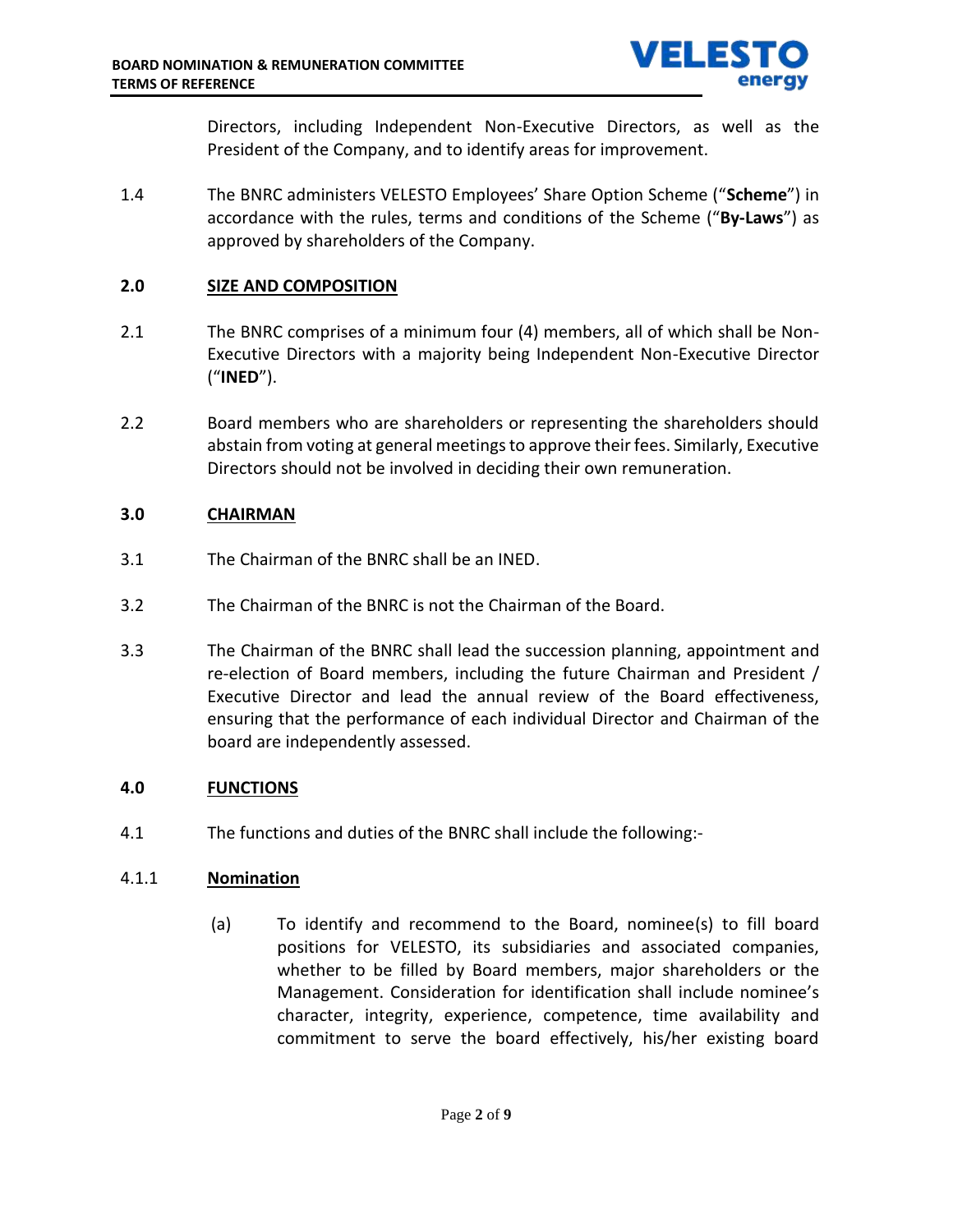Directors, including Independent Non-Executive Directors, as well as the President of the Company, and to identify areas for improvement.

1.4 The BNRC administers VELESTO Employees' Share Option Scheme ("**Scheme**") in accordance with the rules, terms and conditions of the Scheme ("**By-Laws**") as approved by shareholders of the Company.

## 2.0 SIZE AND COMPOSITION

2.1 The BNRC comprises of a minimum four (4) members, all of which shall be Non-Executive Directors with a majority being Independent Non-Executive Director ("**INED**").

2.2 Board members who are shareholders or representing the shareholders should abstain from voting at general meetings to approve their fees. Similarly, Executive Directors should not be involved in deciding their own remuneration.

## 3.0 CHAIRMAN

3.1 The Chairman of the BNRC shall be an INED.

3.2 The Chairman of the BNRC is not the Chairman of the Board.

3.3 The Chairman of the BNRC shall lead the succession planning, appointment and re-election of Board members, including the future Chairman and President / Executive Director and lead the annual review of the Board effectiveness, ensuring that the performance of each individual Director and Chairman of the board are independently assessed.

## 4.0 FUNCTIONS

4.1 The functions and duties of the BNRC shall include the following:-

### 4.1.1 Nomination

(a) To identify and recommend to the Board, nominee(s) to fill board positions for VELESTO, its subsidiaries and associated companies, whether to be filled by Board members, major shareholders or the Management. Consideration for identification shall include nominee's character, integrity, experience, competence, time availability and commitment to serve the board effectively, his/her existing board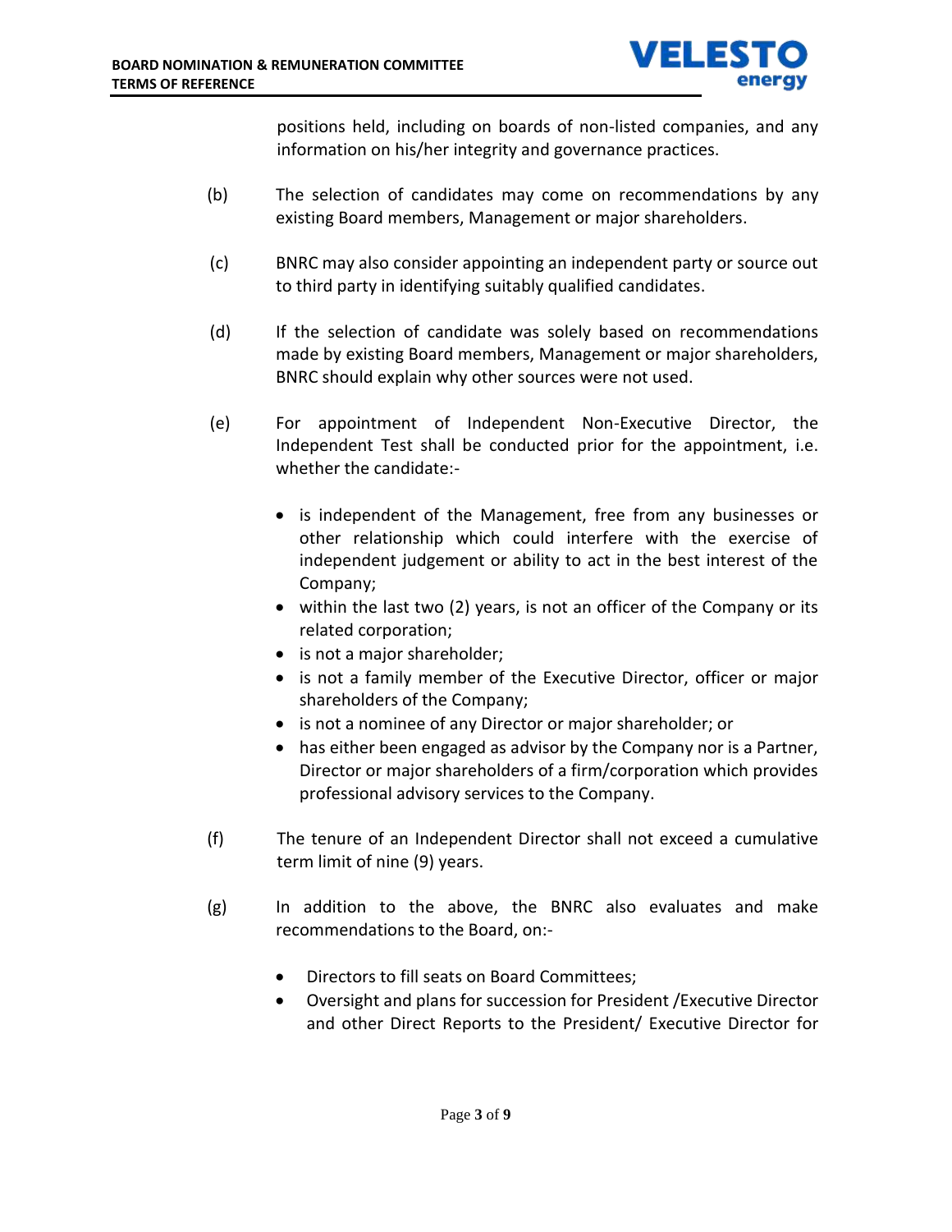positions held, including on boards of non-listed companies, and any information on his/her integrity and governance practices.

(b) The selection of candidates may come on recommendations by any existing Board members, Management or major shareholders.

(c) BNRC may also consider appointing an independent party or source out to third party in identifying suitably qualified candidates.

(d) If the selection of candidate was solely based on recommendations made by existing Board members, Management or major shareholders, BNRC should explain why other sources were not used.

(e) For appointment of Independent Non-Executive Director, the Independent Test shall be conducted prior for the appointment, i.e. whether the candidate:-

- is independent of the Management, free from any businesses or other relationship which could interfere with the exercise of independent judgement or ability to act in the best interest of the Company;
- within the last two (2) years, is not an officer of the Company or its related corporation;
- is not a major shareholder;
- is not a family member of the Executive Director, officer or major shareholders of the Company;
- is not a nominee of any Director or major shareholder; or
- has either been engaged as advisor by the Company nor is a Partner, Director or major shareholders of a firm/corporation which provides professional advisory services to the Company.

(f) The tenure of an Independent Director shall not exceed a cumulative term limit of nine (9) years.

(g) In addition to the above, the BNRC also evaluates and make recommendations to the Board, on:-

- Directors to fill seats on Board Committees;
- Oversight and plans for succession for President /Executive Director and other Direct Reports to the President/ Executive Director for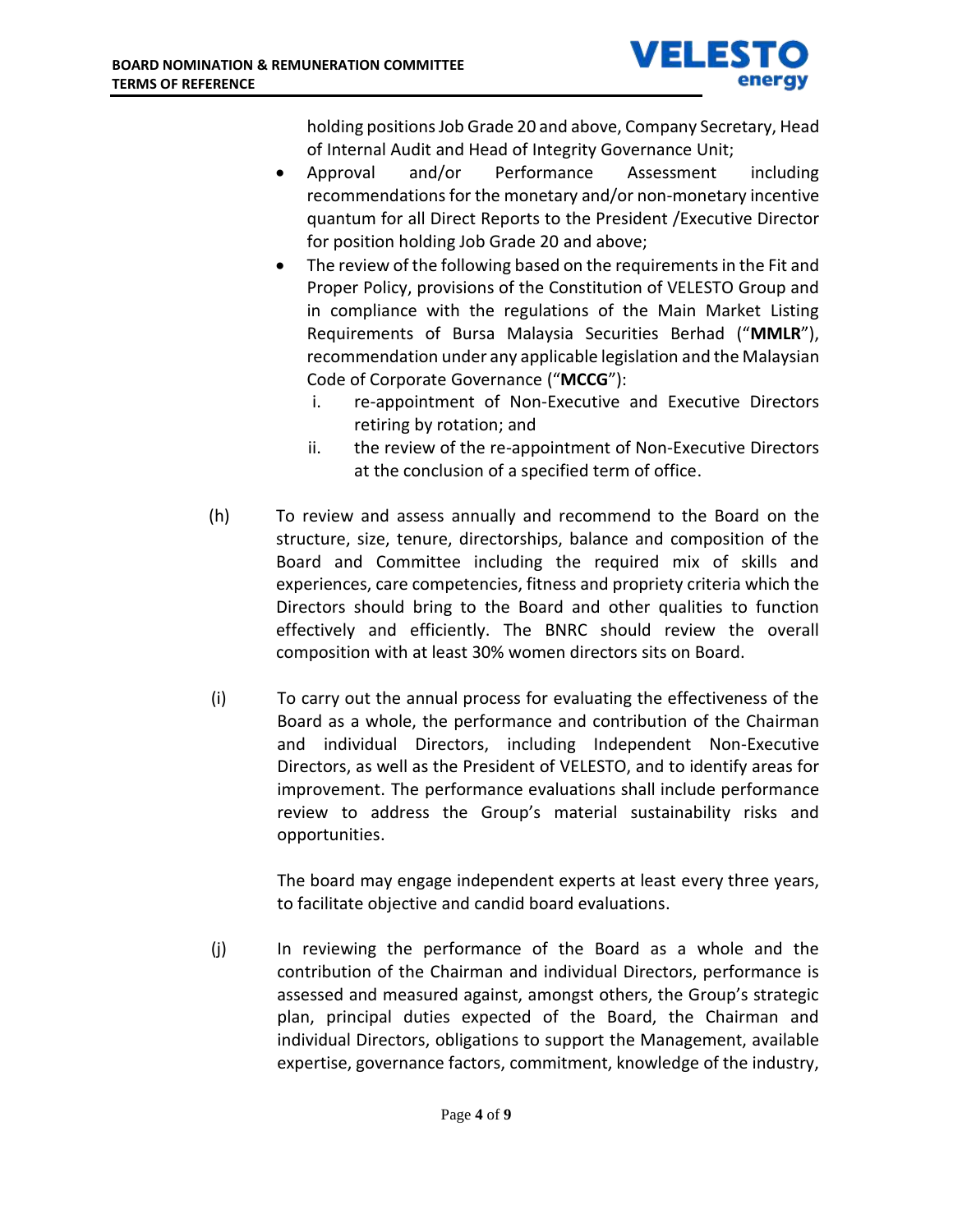holding positions Job Grade 20 and above, Company Secretary, Head of Internal Audit and Head of Integrity Governance Unit;

- Approval and/or Performance Assessment including recommendations for the monetary and/or non-monetary incentive quantum for all Direct Reports to the President /Executive Director for position holding Job Grade 20 and above;
- The review of the following based on the requirements in the Fit and Proper Policy, provisions of the Constitution of VELESTO Group and in compliance with the regulations of the Main Market Listing Requirements of Bursa Malaysia Securities Berhad ("**MMLR**"), recommendation under any applicable legislation and the Malaysian Code of Corporate Governance ("**MCCG**"):
  i. re-appointment of Non-Executive and Executive Directors retiring by rotation; and
  ii. the review of the re-appointment of Non-Executive Directors at the conclusion of a specified term of office.

(h) To review and assess annually and recommend to the Board on the structure, size, tenure, directorships, balance and composition of the Board and Committee including the required mix of skills and experiences, care competencies, fitness and propriety criteria which the Directors should bring to the Board and other qualities to function effectively and efficiently. The BNRC should review the overall composition with at least 30% women directors sits on Board.

(i) To carry out the annual process for evaluating the effectiveness of the Board as a whole, the performance and contribution of the Chairman and individual Directors, including Independent Non-Executive Directors, as well as the President of VELESTO, and to identify areas for improvement. The performance evaluations shall include performance review to address the Group's material sustainability risks and opportunities.

The board may engage independent experts at least every three years, to facilitate objective and candid board evaluations.

(j) In reviewing the performance of the Board as a whole and the contribution of the Chairman and individual Directors, performance is assessed and measured against, amongst others, the Group's strategic plan, principal duties expected of the Board, the Chairman and individual Directors, obligations to support the Management, available expertise, governance factors, commitment, knowledge of the industry,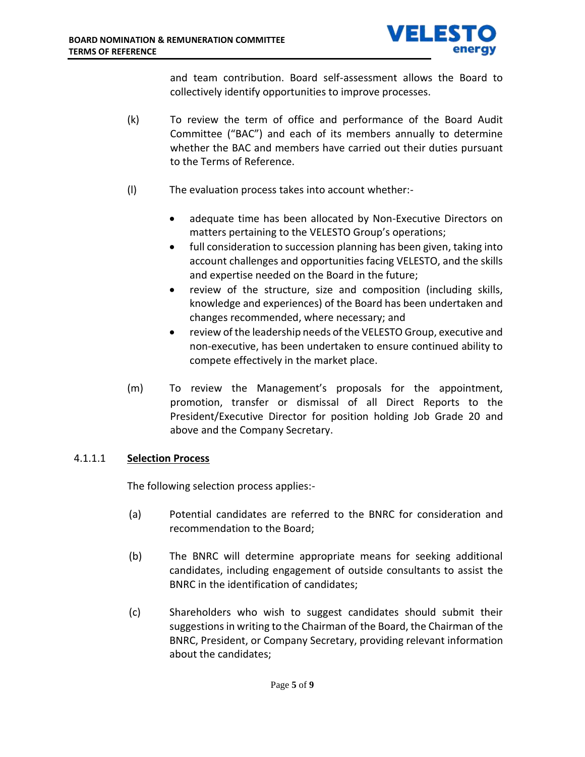and team contribution. Board self-assessment allows the Board to collectively identify opportunities to improve processes.

(k) To review the term of office and performance of the Board Audit Committee ("BAC") and each of its members annually to determine whether the BAC and members have carried out their duties pursuant to the Terms of Reference.

(l) The evaluation process takes into account whether:-

- adequate time has been allocated by Non-Executive Directors on matters pertaining to the VELESTO Group's operations;
- full consideration to succession planning has been given, taking into account challenges and opportunities facing VELESTO, and the skills and expertise needed on the Board in the future;
- review of the structure, size and composition (including skills, knowledge and experiences) of the Board has been undertaken and changes recommended, where necessary; and
- review of the leadership needs of the VELESTO Group, executive and non-executive, has been undertaken to ensure continued ability to compete effectively in the market place.

(m) To review the Management's proposals for the appointment, promotion, transfer or dismissal of all Direct Reports to the President/Executive Director for position holding Job Grade 20 and above and the Company Secretary.

#### 4.1.1.1 Selection Process

The following selection process applies:-

(a) Potential candidates are referred to the BNRC for consideration and recommendation to the Board;

(b) The BNRC will determine appropriate means for seeking additional candidates, including engagement of outside consultants to assist the BNRC in the identification of candidates;

(c) Shareholders who wish to suggest candidates should submit their suggestions in writing to the Chairman of the Board, the Chairman of the BNRC, President, or Company Secretary, providing relevant information about the candidates;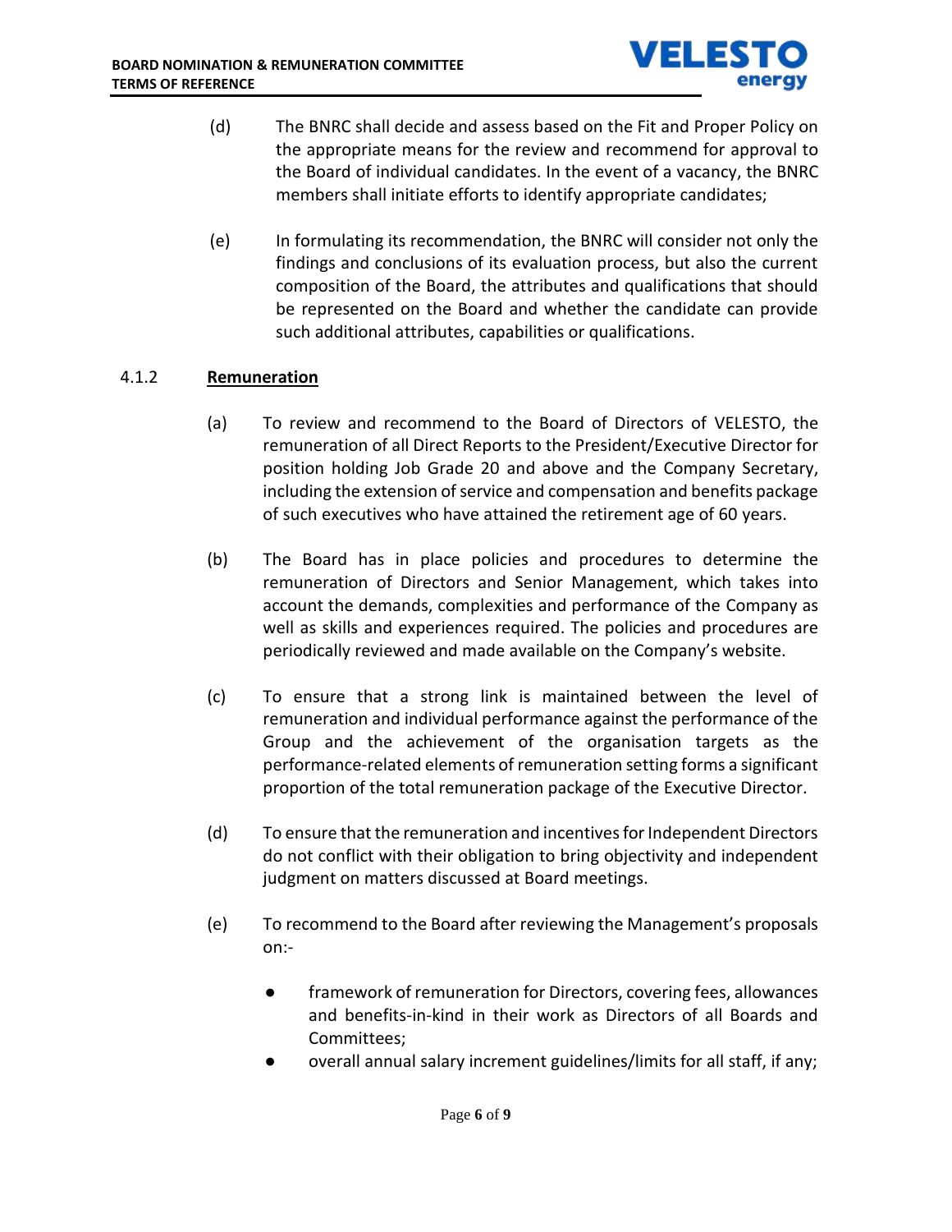(d) The BNRC shall decide and assess based on the Fit and Proper Policy on the appropriate means for the review and recommend for approval to the Board of individual candidates. In the event of a vacancy, the BNRC members shall initiate efforts to identify appropriate candidates;

(e) In formulating its recommendation, the BNRC will consider not only the findings and conclusions of its evaluation process, but also the current composition of the Board, the attributes and qualifications that should be represented on the Board and whether the candidate can provide such additional attributes, capabilities or qualifications.

4.1.2 **Remuneration**

(a) To review and recommend to the Board of Directors of VELESTO, the remuneration of all Direct Reports to the President/Executive Director for position holding Job Grade 20 and above and the Company Secretary, including the extension of service and compensation and benefits package of such executives who have attained the retirement age of 60 years.

(b) The Board has in place policies and procedures to determine the remuneration of Directors and Senior Management, which takes into account the demands, complexities and performance of the Company as well as skills and experiences required. The policies and procedures are periodically reviewed and made available on the Company's website.

(c) To ensure that a strong link is maintained between the level of remuneration and individual performance against the performance of the Group and the achievement of the organisation targets as the performance-related elements of remuneration setting forms a significant proportion of the total remuneration package of the Executive Director.

(d) To ensure that the remuneration and incentives for Independent Directors do not conflict with their obligation to bring objectivity and independent judgment on matters discussed at Board meetings.

(e) To recommend to the Board after reviewing the Management's proposals on:-

- framework of remuneration for Directors, covering fees, allowances and benefits-in-kind in their work as Directors of all Boards and Committees;
- overall annual salary increment guidelines/limits for all staff, if any;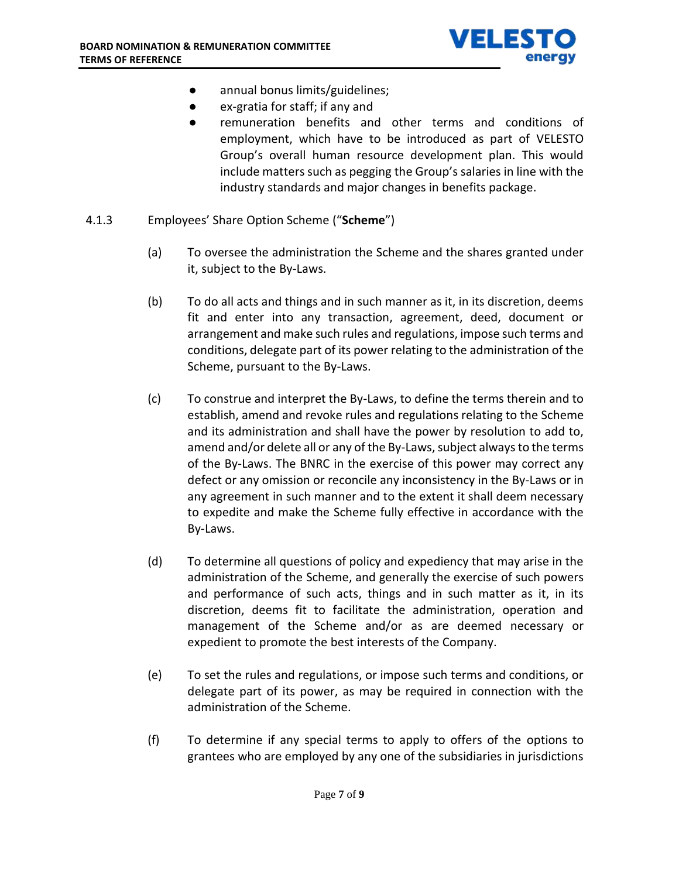- annual bonus limits/guidelines;
- ex-gratia for staff; if any and
- remuneration benefits and other terms and conditions of employment, which have to be introduced as part of VELESTO Group's overall human resource development plan. This would include matters such as pegging the Group's salaries in line with the industry standards and major changes in benefits package.

4.1.3 Employees' Share Option Scheme ("**Scheme**")

(a) To oversee the administration the Scheme and the shares granted under it, subject to the By-Laws.

(b) To do all acts and things and in such manner as it, in its discretion, deems fit and enter into any transaction, agreement, deed, document or arrangement and make such rules and regulations, impose such terms and conditions, delegate part of its power relating to the administration of the Scheme, pursuant to the By-Laws.

(c) To construe and interpret the By-Laws, to define the terms therein and to establish, amend and revoke rules and regulations relating to the Scheme and its administration and shall have the power by resolution to add to, amend and/or delete all or any of the By-Laws, subject always to the terms of the By-Laws. The BNRC in the exercise of this power may correct any defect or any omission or reconcile any inconsistency in the By-Laws or in any agreement in such manner and to the extent it shall deem necessary to expedite and make the Scheme fully effective in accordance with the By-Laws.

(d) To determine all questions of policy and expediency that may arise in the administration of the Scheme, and generally the exercise of such powers and performance of such acts, things and in such matter as it, in its discretion, deems fit to facilitate the administration, operation and management of the Scheme and/or as are deemed necessary or expedient to promote the best interests of the Company.

(e) To set the rules and regulations, or impose such terms and conditions, or delegate part of its power, as may be required in connection with the administration of the Scheme.

(f) To determine if any special terms to apply to offers of the options to grantees who are employed by any one of the subsidiaries in jurisdictions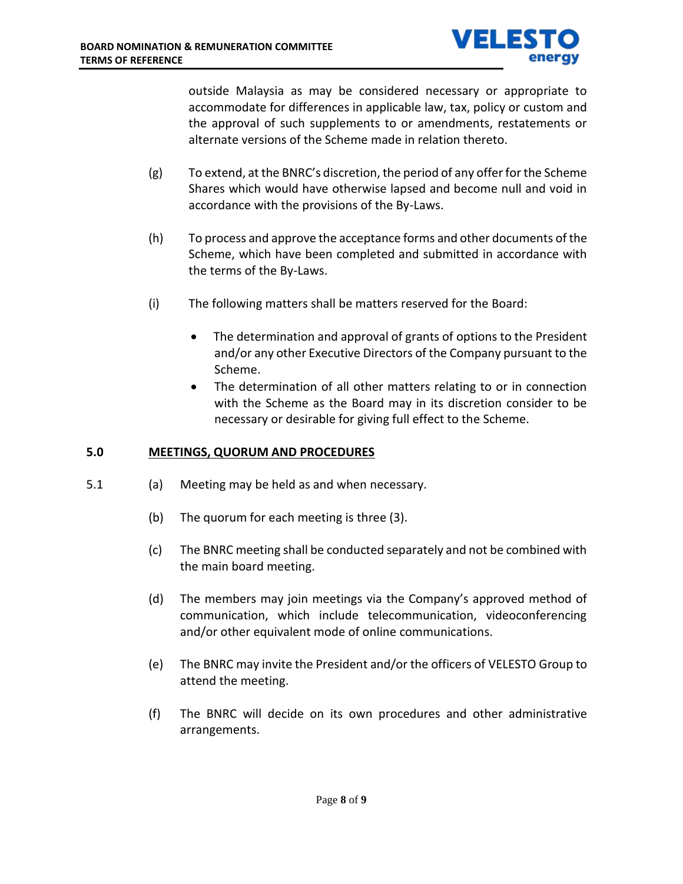outside Malaysia as may be considered necessary or appropriate to accommodate for differences in applicable law, tax, policy or custom and the approval of such supplements to or amendments, restatements or alternate versions of the Scheme made in relation thereto.

(g) To extend, at the BNRC's discretion, the period of any offer for the Scheme Shares which would have otherwise lapsed and become null and void in accordance with the provisions of the By-Laws.

(h) To process and approve the acceptance forms and other documents of the Scheme, which have been completed and submitted in accordance with the terms of the By-Laws.

(i) The following matters shall be matters reserved for the Board:

- The determination and approval of grants of options to the President and/or any other Executive Directors of the Company pursuant to the Scheme.
- The determination of all other matters relating to or in connection with the Scheme as the Board may in its discretion consider to be necessary or desirable for giving full effect to the Scheme.

## 5.0 MEETINGS, QUORUM AND PROCEDURES

5.1 (a) Meeting may be held as and when necessary.

(b) The quorum for each meeting is three (3).

(c) The BNRC meeting shall be conducted separately and not be combined with the main board meeting.

(d) The members may join meetings via the Company's approved method of communication, which include telecommunication, videoconferencing and/or other equivalent mode of online communications.

(e) The BNRC may invite the President and/or the officers of VELESTO Group to attend the meeting.

(f) The BNRC will decide on its own procedures and other administrative arrangements.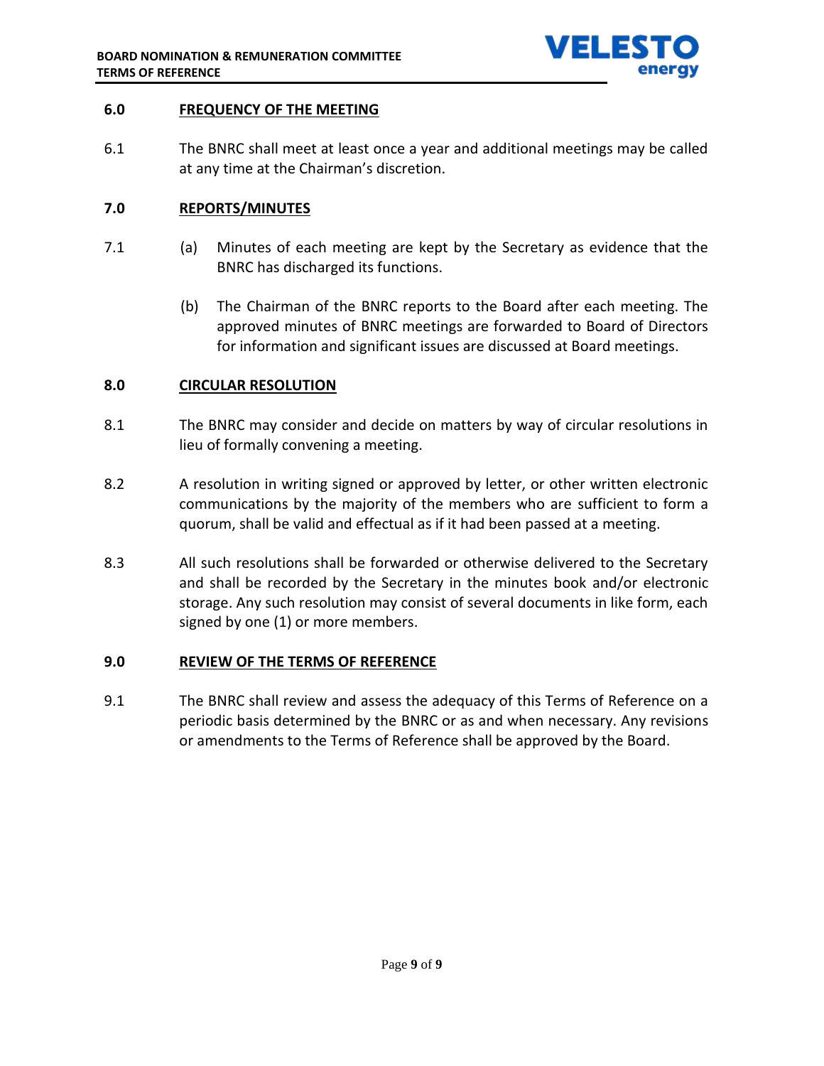## 6.0 FREQUENCY OF THE MEETING

6.1 The BNRC shall meet at least once a year and additional meetings may be called at any time at the Chairman's discretion.

## 7.0 REPORTS/MINUTES

7.1 (a) Minutes of each meeting are kept by the Secretary as evidence that the BNRC has discharged its functions.

(b) The Chairman of the BNRC reports to the Board after each meeting. The approved minutes of BNRC meetings are forwarded to Board of Directors for information and significant issues are discussed at Board meetings.

## 8.0 CIRCULAR RESOLUTION

8.1 The BNRC may consider and decide on matters by way of circular resolutions in lieu of formally convening a meeting.

8.2 A resolution in writing signed or approved by letter, or other written electronic communications by the majority of the members who are sufficient to form a quorum, shall be valid and effectual as if it had been passed at a meeting.

8.3 All such resolutions shall be forwarded or otherwise delivered to the Secretary and shall be recorded by the Secretary in the minutes book and/or electronic storage. Any such resolution may consist of several documents in like form, each signed by one (1) or more members.

## 9.0 REVIEW OF THE TERMS OF REFERENCE

9.1 The BNRC shall review and assess the adequacy of this Terms of Reference on a periodic basis determined by the BNRC or as and when necessary. Any revisions or amendments to the Terms of Reference shall be approved by the Board.